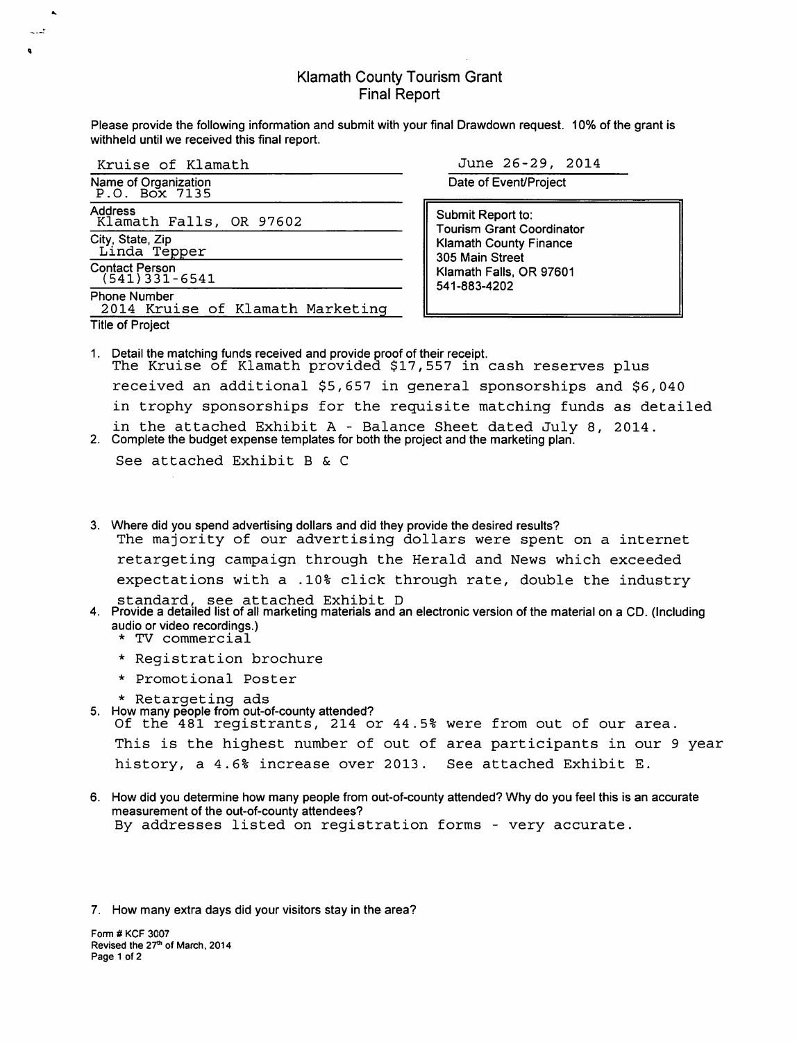# Klamath County Tourism Grant
## Final Report

Please provide the following information and submit with your final Drawdown request. 10% of the grant is withheld until we received this final report.

**Name of Organization:** Kruise of Klamath

**Address:** P.O. Box 7135

**City, State, Zip:** Klamath Falls, OR 97602

**Contact Person:** Linda Tepper

**Phone Number:** (541)331-6541

**Title of Project:** 2014 Kruise of Klamath Marketing

**Date of Event/Project:** June 26-29, 2014

Submit Report to:
Tourism Grant Coordinator
Klamath County Finance
305 Main Street
Klamath Falls, OR 97601
541-883-4202

1. Detail the matching funds received and provide proof of their receipt.

   The Kruise of Klamath provided $17,557 in cash reserves plus received an additional $5,657 in general sponsorships and $6,040 in trophy sponsorships for the requisite matching funds as detailed in the attached Exhibit A - Balance Sheet dated July 8, 2014.

2. Complete the budget expense templates for both the project and the marketing plan.

   See attached Exhibit B & C

3. Where did you spend advertising dollars and did they provide the desired results?

   The majority of our advertising dollars were spent on a internet retargeting campaign through the Herald and News which exceeded expectations with a .10% click through rate, double the industry standard, see attached Exhibit D

4. Provide a detailed list of all marketing materials and an electronic version of the material on a CD. (Including audio or video recordings.)
   * TV commercial
   * Registration brochure
   * Promotional Poster
   * Retargeting ads

5. How many people from out-of-county attended?

   Of the 481 registrants, 214 or 44.5% were from out of our area. This is the highest number of out of area participants in our 9 year history, a 4.6% increase over 2013. See attached Exhibit E.

6. How did you determine how many people from out-of-county attended? Why do you feel this is an accurate measurement of the out-of-county attendees?

   By addresses listed on registration forms - very accurate.

7. How many extra days did your visitors stay in the area?

Form # KCF 3007
Revised the 27th of March, 2014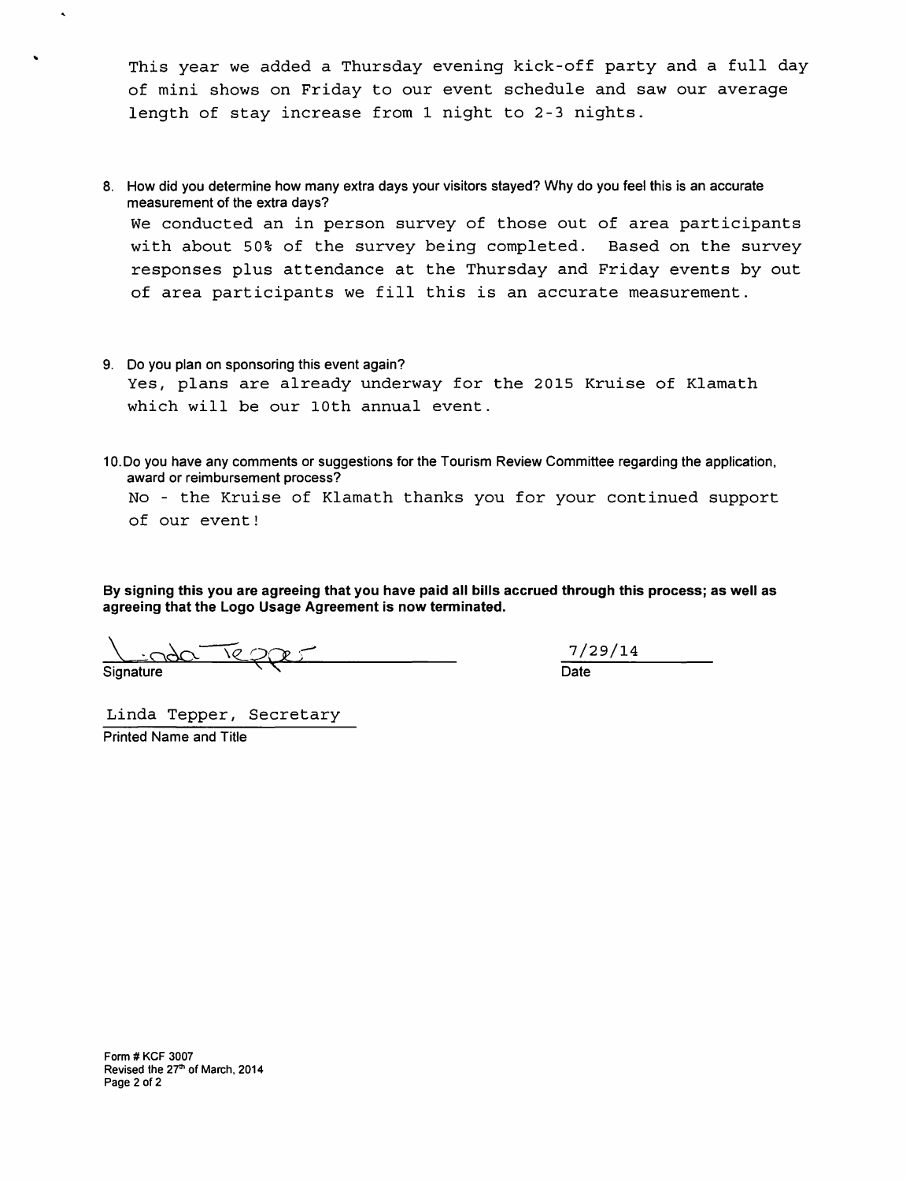This year we added a Thursday evening kick-off party and a full day of mini shows on Friday to our event schedule and saw our average length of stay increase from 1 night to 2-3 nights.

8. How did you determine how many extra days your visitors stayed? Why do you feel this is an accurate measurement of the extra days?

   We conducted an in person survey of those out of area participants with about 50% of the survey being completed. Based on the survey responses plus attendance at the Thursday and Friday events by out of area participants we fill this is an accurate measurement.

9. Do you plan on sponsoring this event again?

   Yes, plans are already underway for the 2015 Kruise of Klamath which will be our 10th annual event.

10. Do you have any comments or suggestions for the Tourism Review Committee regarding the application, award or reimbursement process?

    No - the Kruise of Klamath thanks you for your continued support of our event!

**By signing this you are agreeing that you have paid all bills accrued through this process; as well as agreeing that the Logo Usage Agreement is now terminated.**

Linda Tepper
Signature

7/29/14
Date

Linda Tepper, Secretary
Printed Name and Title

Form # KCF 3007
Revised the 27th of March, 2014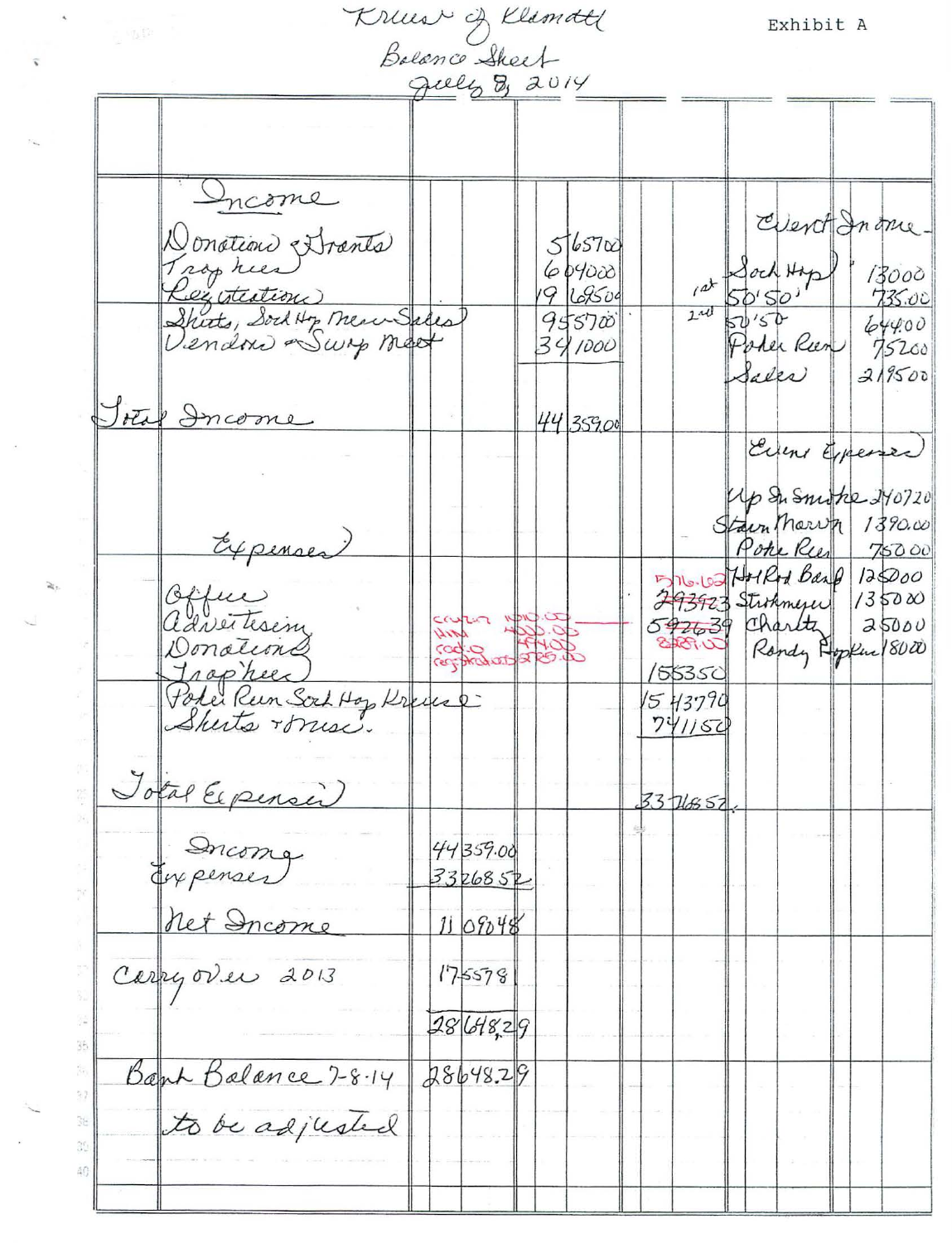Exhibit A

# Kruise of Klamath

## Balance Sheet

### July 8, 2014

**Income**

| Item | Amount |
|---|---|
| Donations & Grants | 5657.00 |
| Trophies | 6040.00 |
| Registration | 19695.00 |
| Shirts, Sock Hop, Merch Sales | 9557.00 |
| Vendors & Swap Meet | 3410.00 |
| **Total Income** | **44359.00** |

**Event Income**

| Item | Amount |
|---|---|
| Sock Hop | 130.00 |
| 1st 50'50' | 735.00 |
| 2nd 50'50 | 644.00 |
| Poker Run | 752.00 |
| Sales | 2195.00 |

**Event Expenses**

| Item | Amount |
|---|---|
| Up In Smoke | 2407.20 |
| Stan Marvin | 1390.00 |
| Poker Run | 750.00 |
| Hot Rod Band | 1250.00 |
| Strohmeyer | 1350.00 |
| Charity | 250.00 |
| Randy Hopkins | 180.00 |

**Expenses**

| Item | Notes | Amount |
|---|---|---|
| Office | | 576.62 |
| Advertising | | 2939.23 |
| Donations | CRWP 1010.00 / HM 400.00 / Rodeo 444.00 / Registration 2725.00 | ~~5926.39~~ 8989.00 |
| Trophies | | 1553.50 |
| Poker Run, Sock Hop, Kruise | | 15437.90 |
| Shirts & Misc. | | 7411.50 |
| **Total Expenses** | | **33268.52** |

| | Amount |
|---|---|
| Income | 44359.00 |
| Expenses | 33268.52 |
| **Net Income** | **11090.48** |
| Carryover 2013 | 17557.81 |
| | 28648.29 |
| Bank Balance 7-8-14 | 28648.29 |

to be adjusted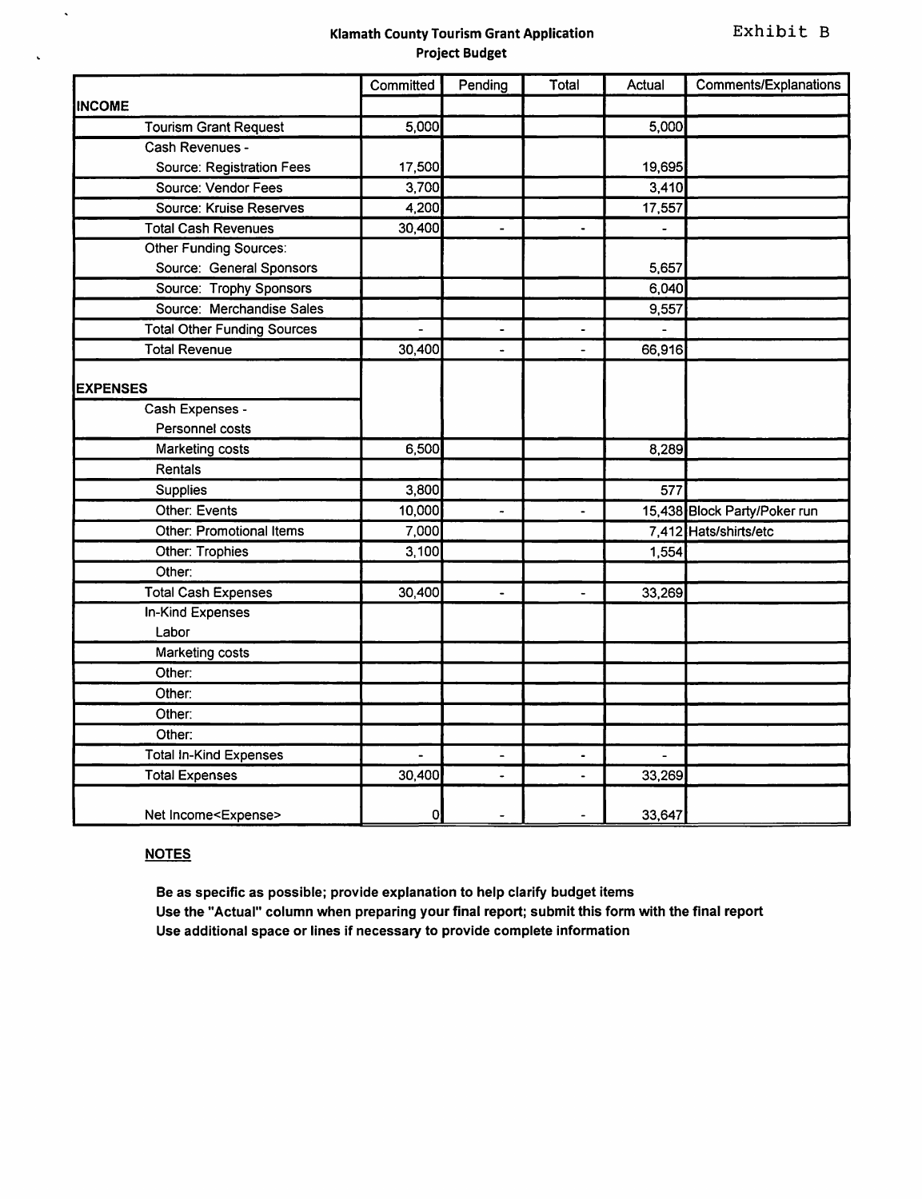Exhibit B

## Klamath County Tourism Grant Application
### Project Budget

| | Committed | Pending | Total | Actual | Comments/Explanations |
|---|---|---|---|---|---|
| **INCOME** | | | | | |
| Tourism Grant Request | 5,000 | | | 5,000 | |
| Cash Revenues - | | | | | |
| Source: Registration Fees | 17,500 | | | 19,695 | |
| Source: Vendor Fees | 3,700 | | | 3,410 | |
| Source: Kruise Reserves | 4,200 | | | 17,557 | |
| Total Cash Revenues | 30,400 | - | - | - | |
| Other Funding Sources: | | | | | |
| Source: General Sponsors | | | | 5,657 | |
| Source: Trophy Sponsors | | | | 6,040 | |
| Source: Merchandise Sales | | | | 9,557 | |
| Total Other Funding Sources | - | - | - | - | |
| Total Revenue | 30,400 | - | - | 66,916 | |
| **EXPENSES** | | | | | |
| Cash Expenses - | | | | | |
| Personnel costs | | | | | |
| Marketing costs | 6,500 | | | 8,289 | |
| Rentals | | | | | |
| Supplies | 3,800 | | | 577 | |
| Other: Events | 10,000 | - | - | 15,438 | Block Party/Poker run |
| Other: Promotional Items | 7,000 | | | 7,412 | Hats/shirts/etc |
| Other: Trophies | 3,100 | | | 1,554 | |
| Other: | | | | | |
| Total Cash Expenses | 30,400 | - | - | 33,269 | |
| In-Kind Expenses | | | | | |
| Labor | | | | | |
| Marketing costs | | | | | |
| Other: | | | | | |
| Other: | | | | | |
| Other: | | | | | |
| Other: | | | | | |
| Total In-Kind Expenses | - | - | - | - | |
| Total Expenses | 30,400 | - | - | 33,269 | |
| Net Income<Expense> | 0 | - | - | 33,647 | |

**NOTES**

**Be as specific as possible; provide explanation to help clarify budget items**
**Use the "Actual" column when preparing your final report; submit this form with the final report**
**Use additional space or lines if necessary to provide complete information**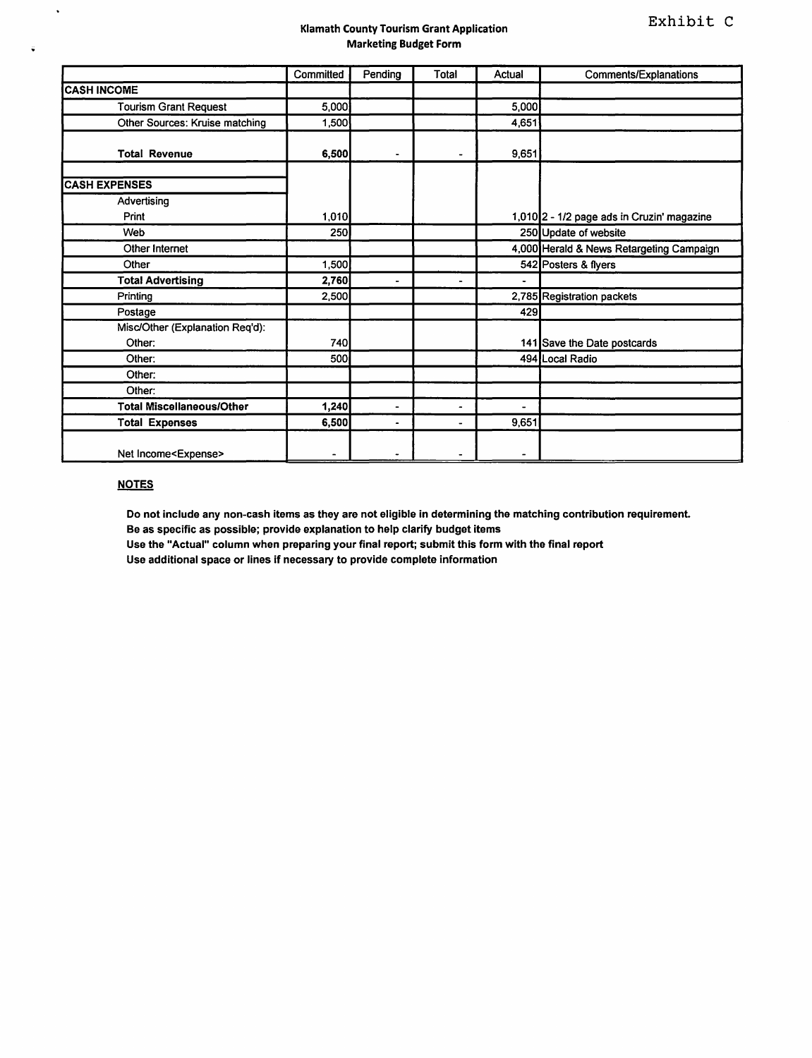Exhibit C

## Klamath County Tourism Grant Application
## Marketing Budget Form

| | Committed | Pending | Total | Actual | Comments/Explanations |
|---|---|---|---|---|---|
| **CASH INCOME** | | | | | |
| Tourism Grant Request | 5,000 | | | 5,000 | |
| Other Sources: Kruise matching | 1,500 | | | 4,651 | |
| **Total Revenue** | **6,500** | - | - | 9,651 | |
| | | | | | |
| **CASH EXPENSES** | | | | | |
| Advertising | | | | | |
| Print | 1,010 | | | 1,010 | 2 - 1/2 page ads in Cruzin' magazine |
| Web | 250 | | | 250 | Update of website |
| Other Internet | | | | 4,000 | Herald & News Retargeting Campaign |
| Other | 1,500 | | | 542 | Posters & flyers |
| **Total Advertising** | **2,760** | - | - | - | |
| Printing | 2,500 | | | 2,785 | Registration packets |
| Postage | | | | 429 | |
| Misc/Other (Explanation Req'd): | | | | | |
| Other: | 740 | | | 141 | Save the Date postcards |
| Other: | 500 | | | 494 | Local Radio |
| Other: | | | | | |
| Other: | | | | | |
| **Total Miscellaneous/Other** | **1,240** | - | - | - | |
| **Total Expenses** | **6,500** | - | - | 9,651 | |
| Net Income<Expense> | - | - | - | - | |

**NOTES**

**Do not include any non-cash items as they are not eligible in determining the matching contribution requirement.**
**Be as specific as possible; provide explanation to help clarify budget items**
**Use the "Actual" column when preparing your final report; submit this form with the final report**
**Use additional space or lines if necessary to provide complete information**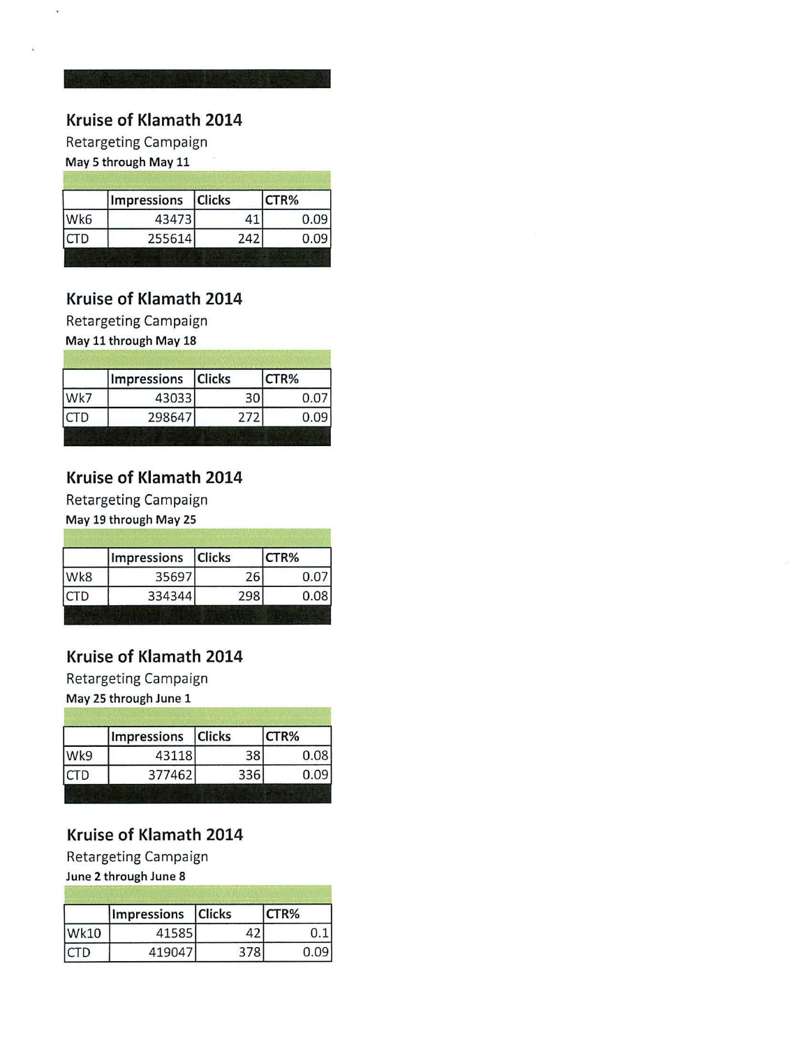## Kruise of Klamath 2014

Retargeting Campaign

**May 5 through May 11**

| | Impressions | Clicks | CTR% |
|---|---|---|---|
| Wk6 | 43473 | 41 | 0.09 |
| CTD | 255614 | 242 | 0.09 |

## Kruise of Klamath 2014

Retargeting Campaign

**May 11 through May 18**

| | Impressions | Clicks | CTR% |
|---|---|---|---|
| Wk7 | 43033 | 30 | 0.07 |
| CTD | 298647 | 272 | 0.09 |

## Kruise of Klamath 2014

Retargeting Campaign

**May 19 through May 25**

| | Impressions | Clicks | CTR% |
|---|---|---|---|
| Wk8 | 35697 | 26 | 0.07 |
| CTD | 334344 | 298 | 0.08 |

## Kruise of Klamath 2014

Retargeting Campaign

**May 25 through June 1**

| | Impressions | Clicks | CTR% |
|---|---|---|---|
| Wk9 | 43118 | 38 | 0.08 |
| CTD | 377462 | 336 | 0.09 |

## Kruise of Klamath 2014

Retargeting Campaign

**June 2 through June 8**

| | Impressions | Clicks | CTR% |
|---|---|---|---|
| Wk10 | 41585 | 42 | 0.1 |
| CTD | 419047 | 378 | 0.09 |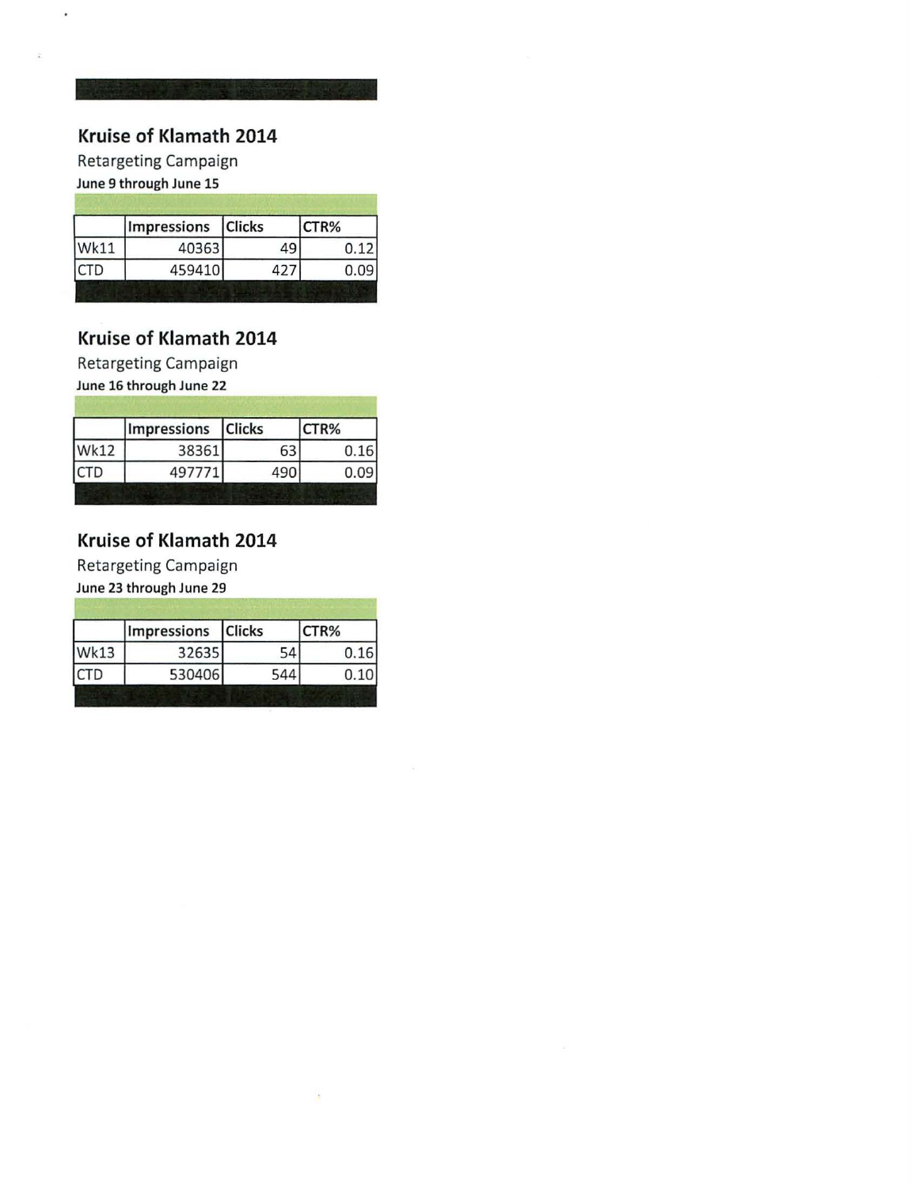## Kruise of Klamath 2014

Retargeting Campaign

**June 9 through June 15**

| | Impressions | Clicks | CTR% |
|---|---|---|---|
| Wk11 | 40363 | 49 | 0.12 |
| CTD | 459410 | 427 | 0.09 |

## Kruise of Klamath 2014

Retargeting Campaign

**June 16 through June 22**

| | Impressions | Clicks | CTR% |
|---|---|---|---|
| Wk12 | 38361 | 63 | 0.16 |
| CTD | 497771 | 490 | 0.09 |

## Kruise of Klamath 2014

Retargeting Campaign

**June 23 through June 29**

| | Impressions | Clicks | CTR% |
|---|---|---|---|
| Wk13 | 32635 | 54 | 0.16 |
| CTD | 530406 | 544 | 0.10 |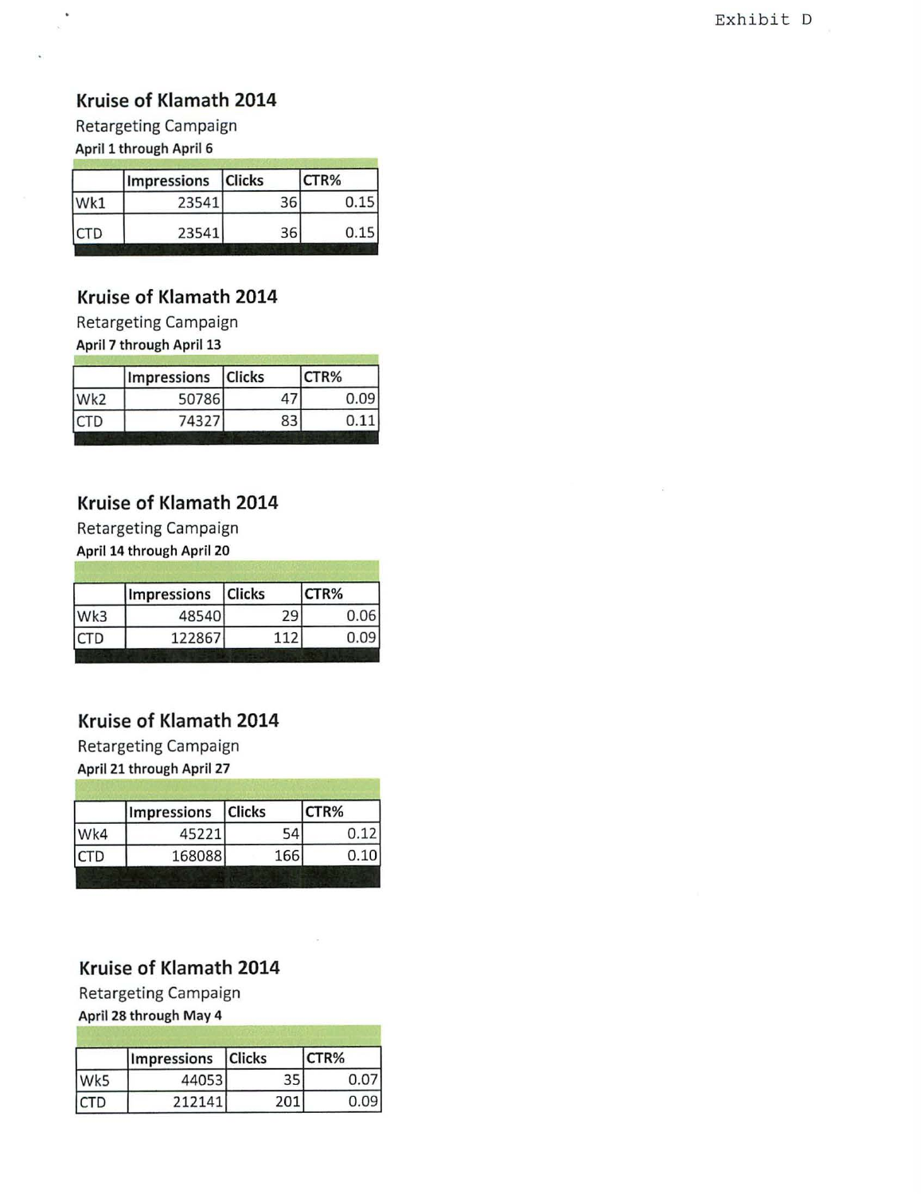Exhibit D

## Kruise of Klamath 2014

Retargeting Campaign

**April 1 through April 6**

| | Impressions | Clicks | CTR% |
|---|---|---|---|
| Wk1 | 23541 | 36 | 0.15 |
| CTD | 23541 | 36 | 0.15 |

## Kruise of Klamath 2014

Retargeting Campaign

**April 7 through April 13**

| | Impressions | Clicks | CTR% |
|---|---|---|---|
| Wk2 | 50786 | 47 | 0.09 |
| CTD | 74327 | 83 | 0.11 |

## Kruise of Klamath 2014

Retargeting Campaign

**April 14 through April 20**

| | Impressions | Clicks | CTR% |
|---|---|---|---|
| Wk3 | 48540 | 29 | 0.06 |
| CTD | 122867 | 112 | 0.09 |

## Kruise of Klamath 2014

Retargeting Campaign

**April 21 through April 27**

| | Impressions | Clicks | CTR% |
|---|---|---|---|
| Wk4 | 45221 | 54 | 0.12 |
| CTD | 168088 | 166 | 0.10 |

## Kruise of Klamath 2014

Retargeting Campaign

**April 28 through May 4**

| | Impressions | Clicks | CTR% |
|---|---|---|---|
| Wk5 | 44053 | 35 | 0.07 |
| CTD | 212141 | 201 | 0.09 |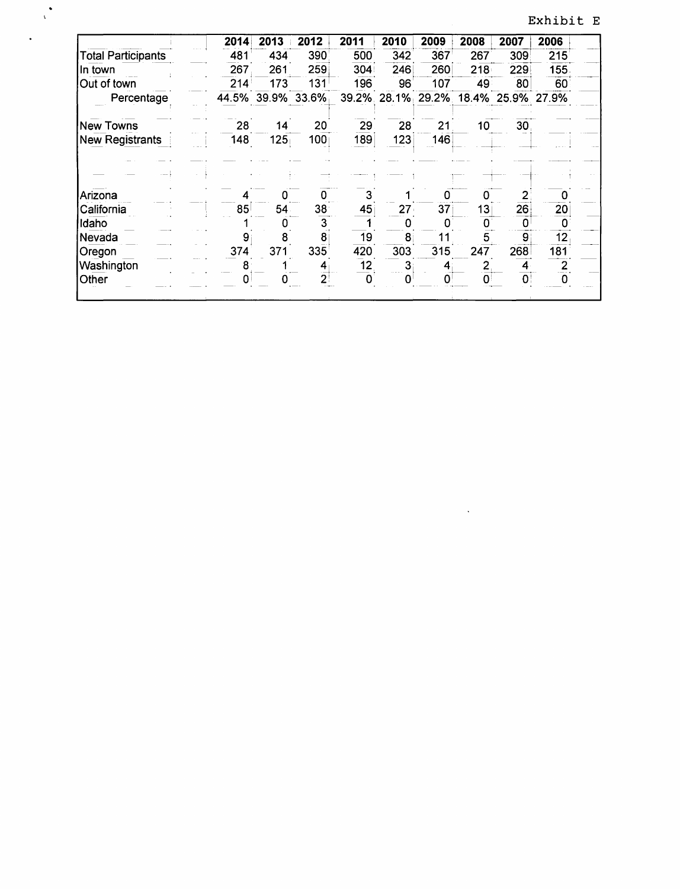Exhibit E

| | 2014 | 2013 | 2012 | 2011 | 2010 | 2009 | 2008 | 2007 | 2006 |
|---|---|---|---|---|---|---|---|---|---|
| Total Participants | 481 | 434 | 390 | 500 | 342 | 367 | 267 | 309 | 215 |
| In town | 267 | 261 | 259 | 304 | 246 | 260 | 218 | 229 | 155 |
| Out of town | 214 | 173 | 131 | 196 | 96 | 107 | 49 | 80 | 60 |
| Percentage | 44.5% | 39.9% | 33.6% | 39.2% | 28.1% | 29.2% | 18.4% | 25.9% | 27.9% |
| | | | | | | | | | |
| New Towns | 28 | 14 | 20 | 29 | 28 | 21 | 10 | 30 | |
| New Registrants | 148 | 125 | 100 | 189 | 123 | 146 | | | |
| | | | | | | | | | |
| Arizona | 4 | 0 | 0 | 3 | 1 | 0 | 0 | 2 | 0 |
| California | 85 | 54 | 38 | 45 | 27 | 37 | 13 | 26 | 20 |
| Idaho | 1 | 0 | 3 | 1 | 0 | 0 | 0 | 0 | 0 |
| Nevada | 9 | 8 | 8 | 19 | 8 | 11 | 5 | 9 | 12 |
| Oregon | 374 | 371 | 335 | 420 | 303 | 315 | 247 | 268 | 181 |
| Washington | 8 | 1 | 4 | 12 | 3 | 4 | 2 | 4 | 2 |
| Other | 0 | 0 | 2 | 0 | 0 | 0 | 0 | 0 | 0 |